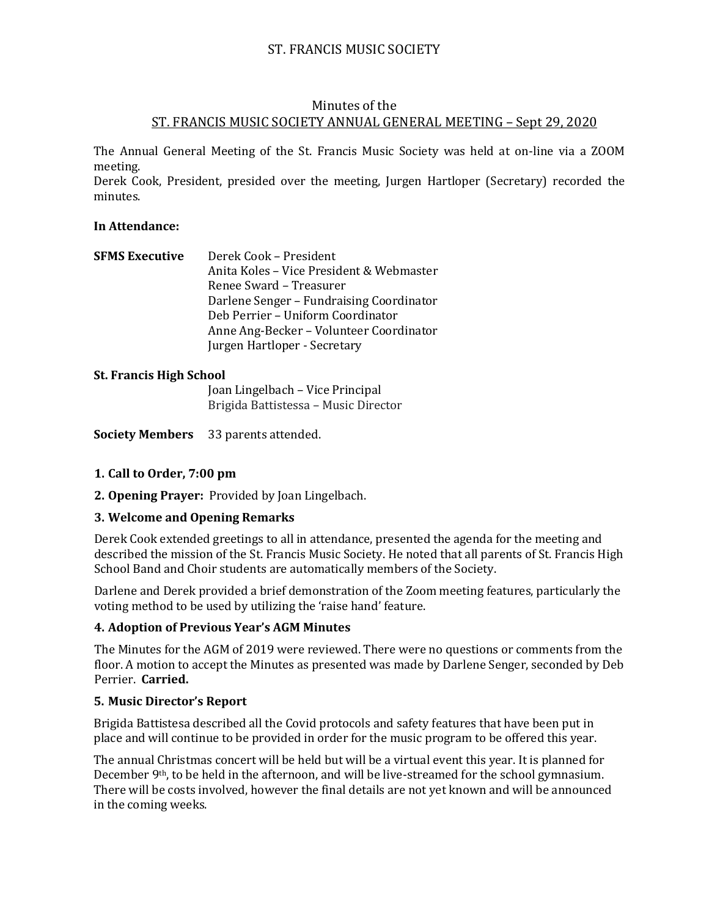# ST. FRANCIS MUSIC SOCIETY

## Minutes of the
## ST. FRANCIS MUSIC SOCIETY ANNUAL GENERAL MEETING – Sept 29, 2020

The Annual General Meeting of the St. Francis Music Society was held at on-line via a ZOOM meeting.
Derek Cook, President, presided over the meeting, Jurgen Hartloper (Secretary) recorded the minutes.

**In Attendance:**

**SFMS Executive**
- Derek Cook – President
- Anita Koles – Vice President & Webmaster
- Renee Sward – Treasurer
- Darlene Senger – Fundraising Coordinator
- Deb Perrier – Uniform Coordinator
- Anne Ang-Becker – Volunteer Coordinator
- Jurgen Hartloper - Secretary

**St. Francis High School**
- Joan Lingelbach – Vice Principal
- Brigida Battistessa – Music Director

**Society Members** 33 parents attended.

**1. Call to Order, 7:00 pm**

**2. Opening Prayer:** Provided by Joan Lingelbach.

**3. Welcome and Opening Remarks**

Derek Cook extended greetings to all in attendance, presented the agenda for the meeting and described the mission of the St. Francis Music Society. He noted that all parents of St. Francis High School Band and Choir students are automatically members of the Society.

Darlene and Derek provided a brief demonstration of the Zoom meeting features, particularly the voting method to be used by utilizing the 'raise hand' feature.

**4. Adoption of Previous Year's AGM Minutes**

The Minutes for the AGM of 2019 were reviewed. There were no questions or comments from the floor. A motion to accept the Minutes as presented was made by Darlene Senger, seconded by Deb Perrier. **Carried.**

**5. Music Director's Report**

Brigida Battistesa described all the Covid protocols and safety features that have been put in place and will continue to be provided in order for the music program to be offered this year.

The annual Christmas concert will be held but will be a virtual event this year. It is planned for December 9th, to be held in the afternoon, and will be live-streamed for the school gymnasium. There will be costs involved, however the final details are not yet known and will be announced in the coming weeks.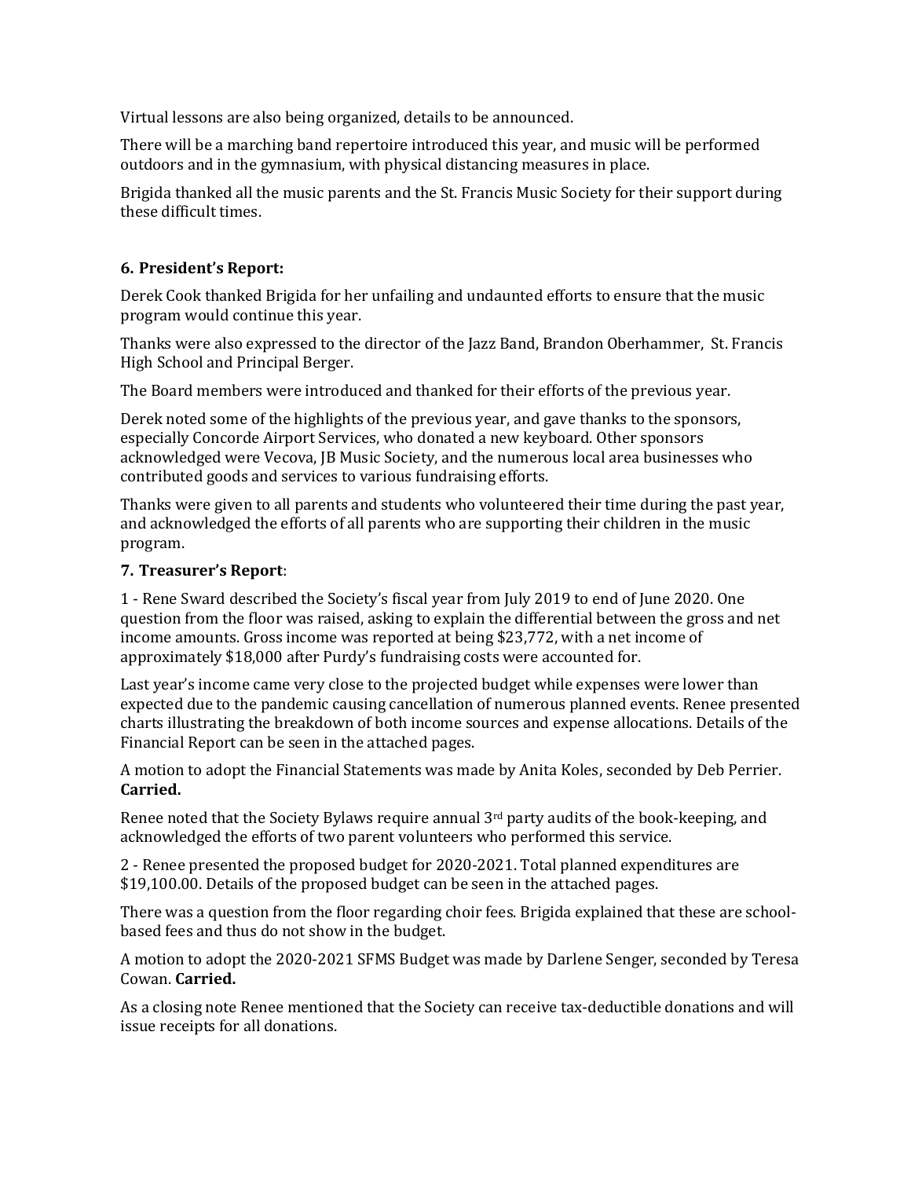Virtual lessons are also being organized, details to be announced.

There will be a marching band repertoire introduced this year, and music will be performed outdoors and in the gymnasium, with physical distancing measures in place.

Brigida thanked all the music parents and the St. Francis Music Society for their support during these difficult times.

### 6. President's Report:

Derek Cook thanked Brigida for her unfailing and undaunted efforts to ensure that the music program would continue this year.

Thanks were also expressed to the director of the Jazz Band, Brandon Oberhammer, St. Francis High School and Principal Berger.

The Board members were introduced and thanked for their efforts of the previous year.

Derek noted some of the highlights of the previous year, and gave thanks to the sponsors, especially Concorde Airport Services, who donated a new keyboard. Other sponsors acknowledged were Vecova, JB Music Society, and the numerous local area businesses who contributed goods and services to various fundraising efforts.

Thanks were given to all parents and students who volunteered their time during the past year, and acknowledged the efforts of all parents who are supporting their children in the music program.

### 7. Treasurer's Report:

1 - Rene Sward described the Society's fiscal year from July 2019 to end of June 2020. One question from the floor was raised, asking to explain the differential between the gross and net income amounts. Gross income was reported at being $23,772, with a net income of approximately $18,000 after Purdy's fundraising costs were accounted for.

Last year's income came very close to the projected budget while expenses were lower than expected due to the pandemic causing cancellation of numerous planned events. Renee presented charts illustrating the breakdown of both income sources and expense allocations. Details of the Financial Report can be seen in the attached pages.

A motion to adopt the Financial Statements was made by Anita Koles, seconded by Deb Perrier. **Carried.**

Renee noted that the Society Bylaws require annual 3rd party audits of the book-keeping, and acknowledged the efforts of two parent volunteers who performed this service.

2 - Renee presented the proposed budget for 2020-2021. Total planned expenditures are $19,100.00. Details of the proposed budget can be seen in the attached pages.

There was a question from the floor regarding choir fees. Brigida explained that these are school-based fees and thus do not show in the budget.

A motion to adopt the 2020-2021 SFMS Budget was made by Darlene Senger, seconded by Teresa Cowan. **Carried.**

As a closing note Renee mentioned that the Society can receive tax-deductible donations and will issue receipts for all donations.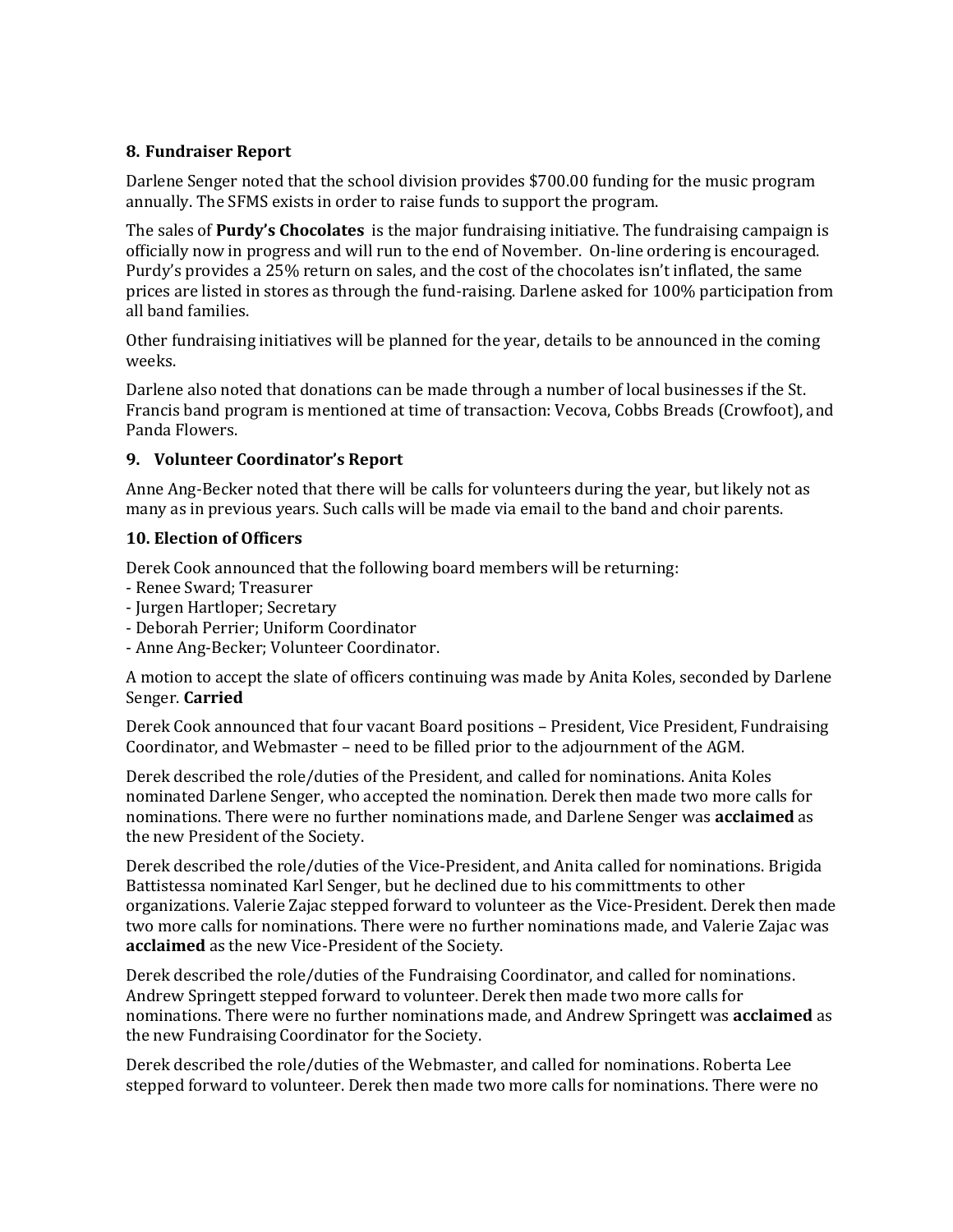### 8. Fundraiser Report

Darlene Senger noted that the school division provides $700.00 funding for the music program annually. The SFMS exists in order to raise funds to support the program.

The sales of **Purdy's Chocolates** is the major fundraising initiative. The fundraising campaign is officially now in progress and will run to the end of November. On-line ordering is encouraged. Purdy's provides a 25% return on sales, and the cost of the chocolates isn't inflated, the same prices are listed in stores as through the fund-raising. Darlene asked for 100% participation from all band families.

Other fundraising initiatives will be planned for the year, details to be announced in the coming weeks.

Darlene also noted that donations can be made through a number of local businesses if the St. Francis band program is mentioned at time of transaction: Vecova, Cobbs Breads (Crowfoot), and Panda Flowers.

### 9. Volunteer Coordinator's Report

Anne Ang-Becker noted that there will be calls for volunteers during the year, but likely not as many as in previous years. Such calls will be made via email to the band and choir parents.

### 10. Election of Officers

Derek Cook announced that the following board members will be returning:
- Renee Sward; Treasurer
- Jurgen Hartloper; Secretary
- Deborah Perrier; Uniform Coordinator
- Anne Ang-Becker; Volunteer Coordinator.

A motion to accept the slate of officers continuing was made by Anita Koles, seconded by Darlene Senger. **Carried**

Derek Cook announced that four vacant Board positions – President, Vice President, Fundraising Coordinator, and Webmaster – need to be filled prior to the adjournment of the AGM.

Derek described the role/duties of the President, and called for nominations. Anita Koles nominated Darlene Senger, who accepted the nomination. Derek then made two more calls for nominations. There were no further nominations made, and Darlene Senger was **acclaimed** as the new President of the Society.

Derek described the role/duties of the Vice-President, and Anita called for nominations. Brigida Battistessa nominated Karl Senger, but he declined due to his committments to other organizations. Valerie Zajac stepped forward to volunteer as the Vice-President. Derek then made two more calls for nominations. There were no further nominations made, and Valerie Zajac was **acclaimed** as the new Vice-President of the Society.

Derek described the role/duties of the Fundraising Coordinator, and called for nominations. Andrew Springett stepped forward to volunteer. Derek then made two more calls for nominations. There were no further nominations made, and Andrew Springett was **acclaimed** as the new Fundraising Coordinator for the Society.

Derek described the role/duties of the Webmaster, and called for nominations. Roberta Lee stepped forward to volunteer. Derek then made two more calls for nominations. There were no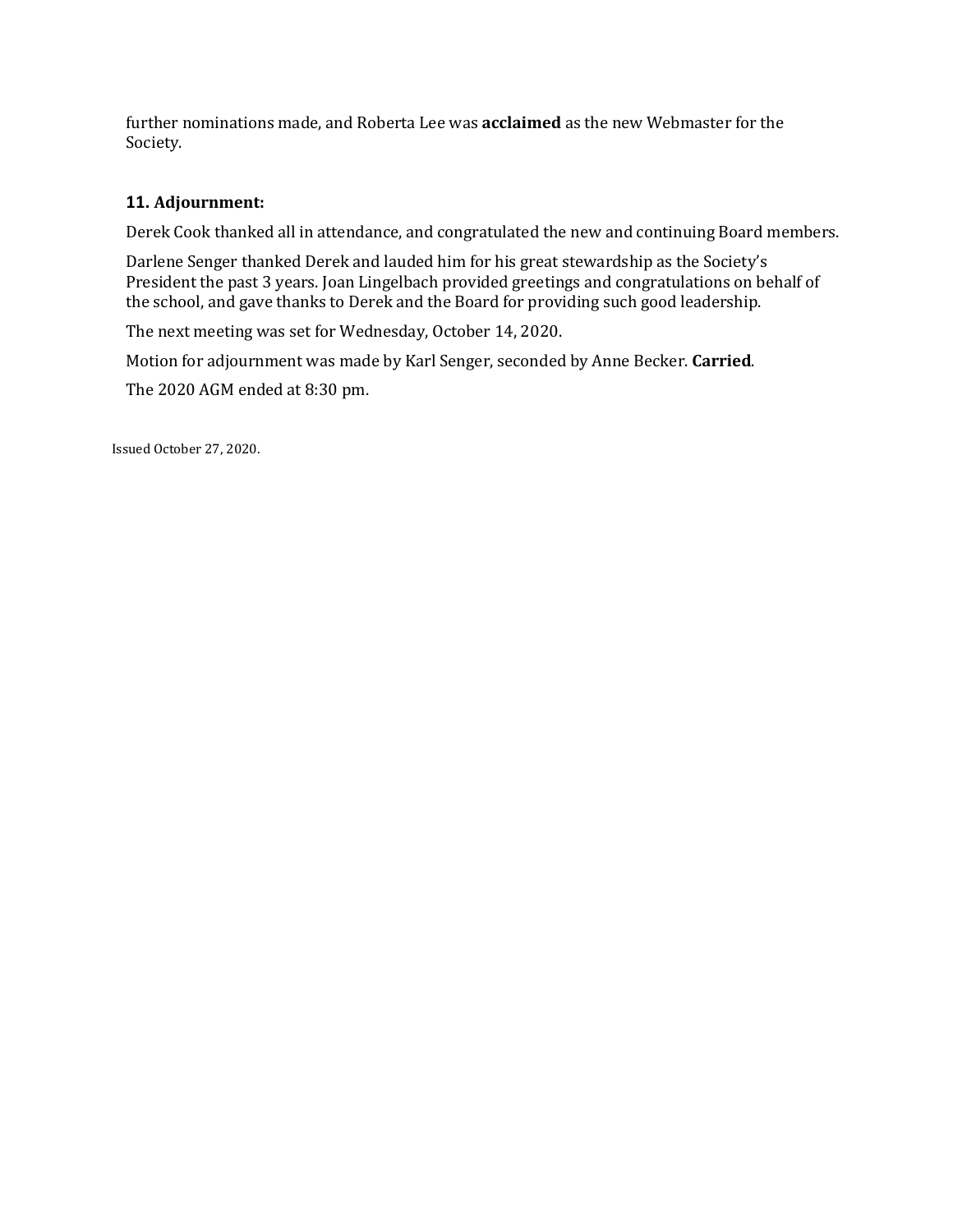further nominations made, and Roberta Lee was **acclaimed** as the new Webmaster for the Society.

### 11. Adjournment:

Derek Cook thanked all in attendance, and congratulated the new and continuing Board members.

Darlene Senger thanked Derek and lauded him for his great stewardship as the Society's President the past 3 years. Joan Lingelbach provided greetings and congratulations on behalf of the school, and gave thanks to Derek and the Board for providing such good leadership.

The next meeting was set for Wednesday, October 14, 2020.

Motion for adjournment was made by Karl Senger, seconded by Anne Becker. **Carried**.

The 2020 AGM ended at 8:30 pm.

Issued October 27, 2020.